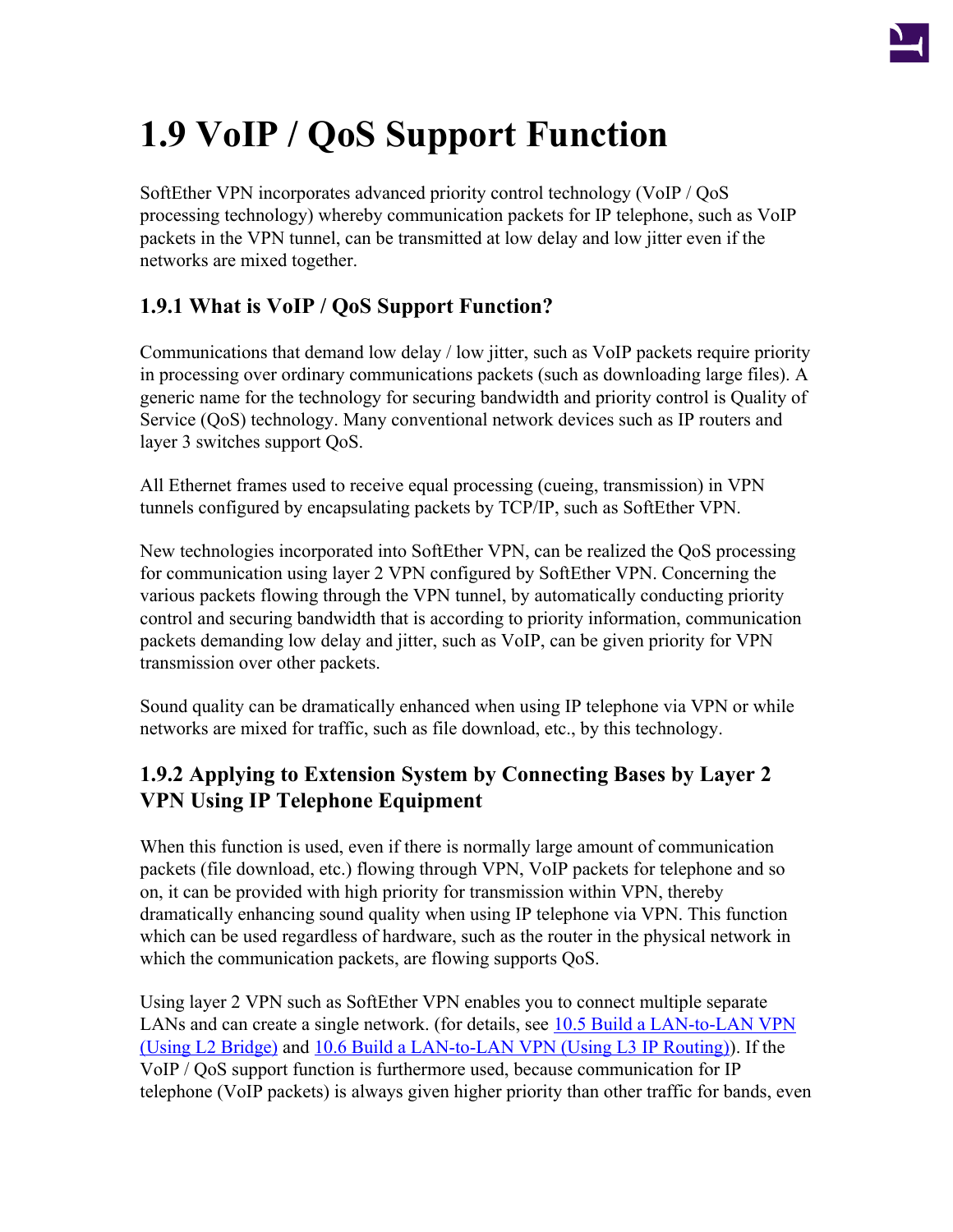# 1.9 VoIP / QoS Support Function

SoftEther VPN incorporates advanced priority control technology (VoIP / QoS processing technology) whereby communication packets for IP telephone, such as VoIP packets in the VPN tunnel, can be transmitted at low delay and low jitter even if the networks are mixed together.

## 1.9.1 What is VoIP / QoS Support Function?

Communications that demand low delay / low jitter, such as VoIP packets require priority in processing over ordinary communications packets (such as downloading large files). A generic name for the technology for securing bandwidth and priority control is Quality of Service (QoS) technology. Many conventional network devices such as IP routers and layer 3 switches support QoS.

All Ethernet frames used to receive equal processing (cueing, transmission) in VPN tunnels configured by encapsulating packets by TCP/IP, such as SoftEther VPN.

New technologies incorporated into SoftEther VPN, can be realized the QoS processing for communication using layer 2 VPN configured by SoftEther VPN. Concerning the various packets flowing through the VPN tunnel, by automatically conducting priority control and securing bandwidth that is according to priority information, communication packets demanding low delay and jitter, such as VoIP, can be given priority for VPN transmission over other packets.

Sound quality can be dramatically enhanced when using IP telephone via VPN or while networks are mixed for traffic, such as file download, etc., by this technology.

## 1.9.2 Applying to Extension System by Connecting Bases by Layer 2 VPN Using IP Telephone Equipment

When this function is used, even if there is normally large amount of communication packets (file download, etc.) flowing through VPN, VoIP packets for telephone and so on, it can be provided with high priority for transmission within VPN, thereby dramatically enhancing sound quality when using IP telephone via VPN. This function which can be used regardless of hardware, such as the router in the physical network in which the communication packets, are flowing supports QoS.

Using layer 2 VPN such as SoftEther VPN enables you to connect multiple separate LANs and can create a single network. (for details, see [10.5 Build a LAN-to-LAN VPN (Using L2 Bridge)](#) and [10.6 Build a LAN-to-LAN VPN (Using L3 IP Routing)](#)). If the VoIP / QoS support function is furthermore used, because communication for IP telephone (VoIP packets) is always given higher priority than other traffic for bands, even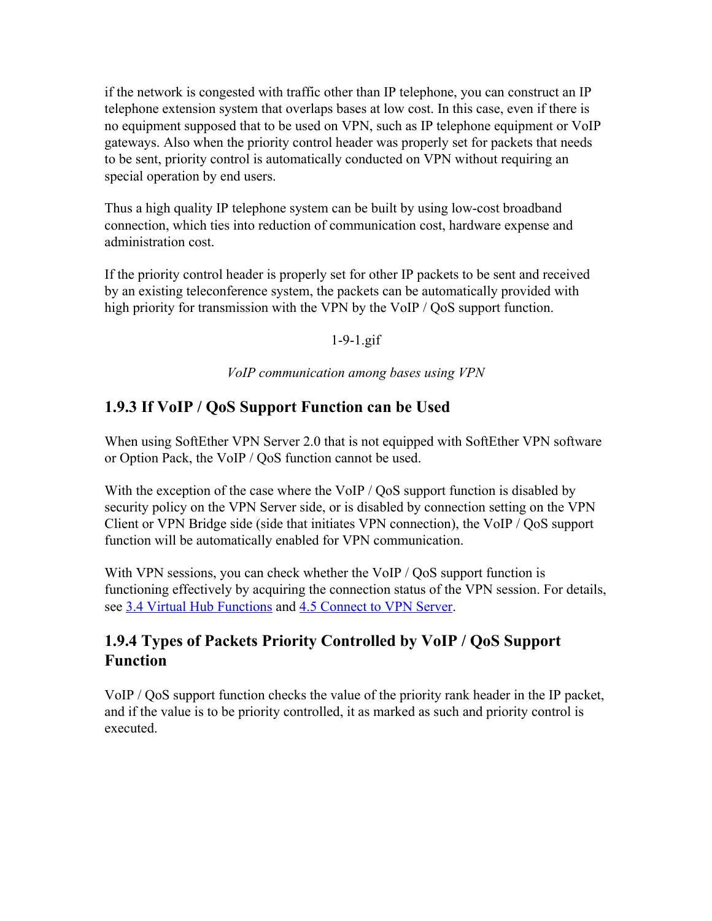if the network is congested with traffic other than IP telephone, you can construct an IP telephone extension system that overlaps bases at low cost. In this case, even if there is no equipment supposed that to be used on VPN, such as IP telephone equipment or VoIP gateways. Also when the priority control header was properly set for packets that needs to be sent, priority control is automatically conducted on VPN without requiring an special operation by end users.

Thus a high quality IP telephone system can be built by using low-cost broadband connection, which ties into reduction of communication cost, hardware expense and administration cost.

If the priority control header is properly set for other IP packets to be sent and received by an existing teleconference system, the packets can be automatically provided with high priority for transmission with the VPN by the VoIP / QoS support function.

1-9-1.gif

*VoIP communication among bases using VPN*

### 1.9.3 If VoIP / QoS Support Function can be Used

When using SoftEther VPN Server 2.0 that is not equipped with SoftEther VPN software or Option Pack, the VoIP / QoS function cannot be used.

With the exception of the case where the VoIP / QoS support function is disabled by security policy on the VPN Server side, or is disabled by connection setting on the VPN Client or VPN Bridge side (side that initiates VPN connection), the VoIP / QoS support function will be automatically enabled for VPN communication.

With VPN sessions, you can check whether the VoIP / QoS support function is functioning effectively by acquiring the connection status of the VPN session. For details, see 3.4 Virtual Hub Functions and 4.5 Connect to VPN Server.

### 1.9.4 Types of Packets Priority Controlled by VoIP / QoS Support Function

VoIP / QoS support function checks the value of the priority rank header in the IP packet, and if the value is to be priority controlled, it as marked as such and priority control is executed.